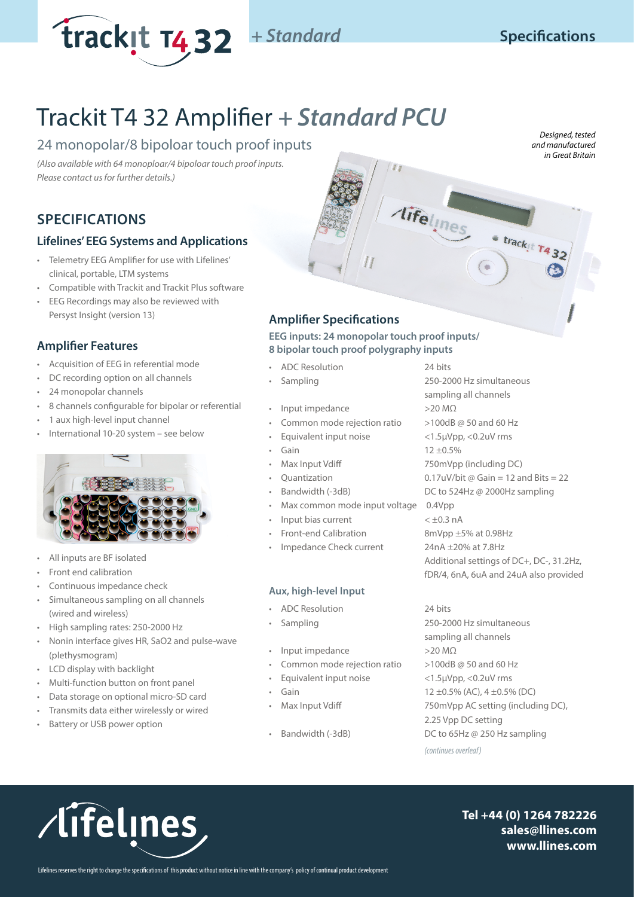# Trackit T4 32 Amplifier + *Standard PCU*

## 24 monopolar/8 bipolar touch proof inputs

*(Also available with 64 monoploar/4 bipoloar touch proof inputs. Please contact us for further details.)*

*Designed, tested and manufactured in Great Britain*

## SPECIFICATIONS

### Lifelines' EEG Systems and Applications

- Telemetry EEG Amplifier for use with Lifelines' clinical, portable, LTM systems
- Compatible with Trackit and Trackit Plus software
- EEG Recordings may also be reviewed with Persyst Insight (version 13)

### Amplifier Features

- Acquisition of EEG in referential mode
- DC recording option on all channels
- 24 monopolar channels
- 8 channels configurable for bipolar or referential
- 1 aux high-level input channel
- International 10-20 system – see below

- All inputs are BF isolated
- Front end calibration
- Continuous impedance check
- Simultaneous sampling on all channels (wired and wireless)
- High sampling rates: 250-2000 Hz
- Nonin interface gives HR, SaO2 and pulse-wave (plethysmogram)
- LCD display with backlight
- Multi-function button on front panel
- Data storage on optional micro-SD card
- Transmits data either wirelessly or wired
- Battery or USB power option

### Amplifier Specifications

**EEG inputs: 24 monopolar touch proof inputs/ 8 bipolar touch proof polygraphy inputs**

| | |
|---|---|
| ADC Resolution | 24 bits |
| Sampling | 250-2000 Hz simultaneous sampling all channels |
| Input impedance | >20 MΩ |
| Common mode rejection ratio | >100dB @ 50 and 60 Hz |
| Equivalent input noise | <1.5µVpp, <0.2uV rms |
| Gain | 12 ±0.5% |
| Max Input Vdiff | 750mVpp (including DC) |
| Quantization | 0.17uV/bit @ Gain = 12 and Bits = 22 |
| Bandwidth (-3dB) | DC to 524Hz @ 2000Hz sampling |
| Max common mode input voltage | 0.4Vpp |
| Input bias current | < ±0.3 nA |
| Front-end Calibration | 8mVpp ±5% at 0.98Hz |
| Impedance Check current | 24nA ±20% at 7.8Hz Additional settings of DC+, DC-, 31.2Hz, fDR/4, 6nA, 6uA and 24uA also provided |

**Aux, high-level Input**

| | |
|---|---|
| ADC Resolution | 24 bits |
| Sampling | 250-2000 Hz simultaneous sampling all channels |
| Input impedance | >20 MΩ |
| Common mode rejection ratio | >100dB @ 50 and 60 Hz |
| Equivalent input noise | <1.5µVpp, <0.2uV rms |
| Gain | 12 ±0.5% (AC), 4 ±0.5% (DC) |
| Max Input Vdiff | 750mVpp AC setting (including DC), 2.25 Vpp DC setting |
| Bandwidth (-3dB) | DC to 65Hz @ 250 Hz sampling |

*(continues overleaf)*

**Tel +44 (0) 1264 782226**
**sales@llines.com**
**www.llines.com**

Lifelines reserves the right to change the specifications of this product without notice in line with the company's policy of continual product development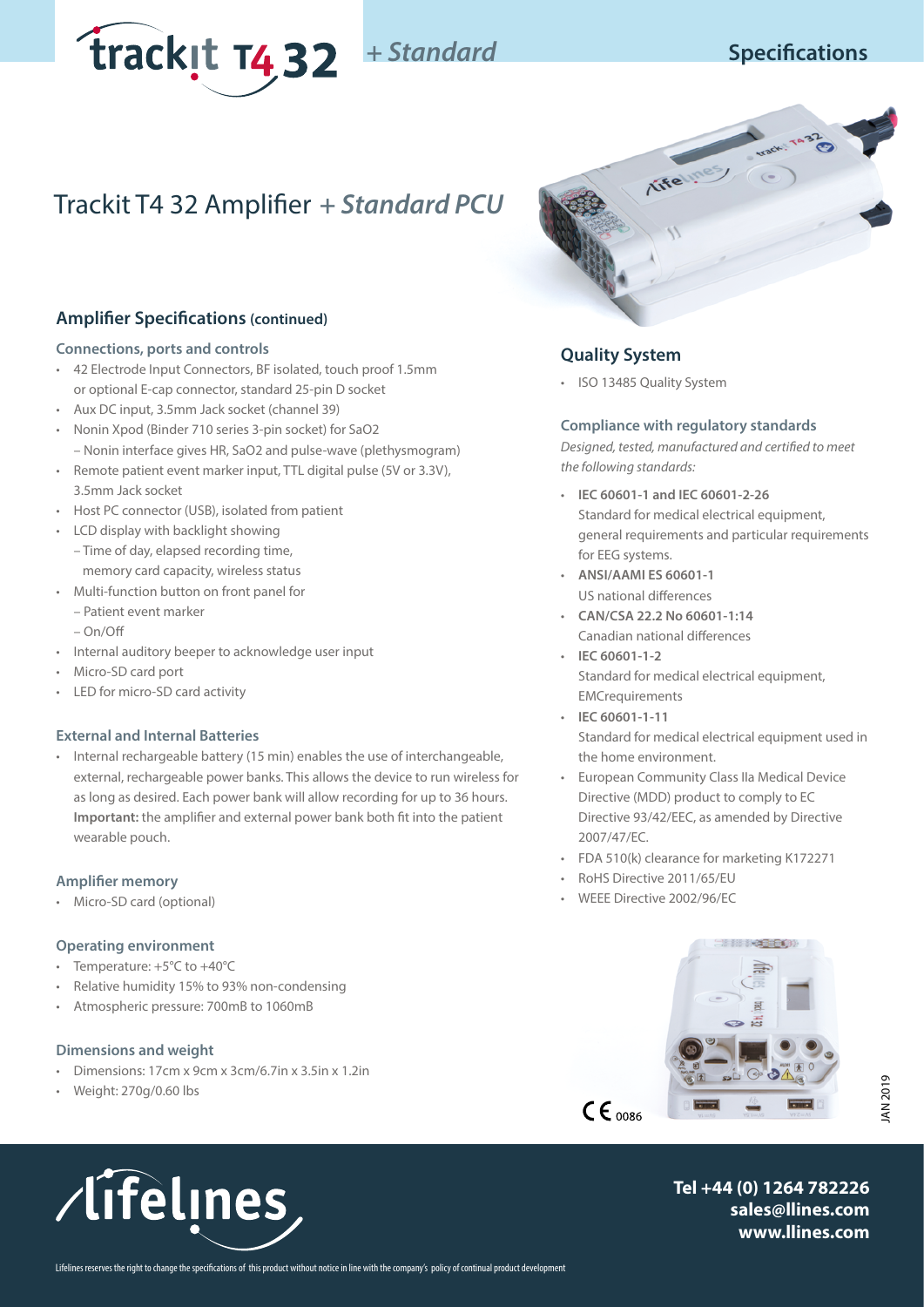# trackit T4 32 + *Standard* Specifications

# Trackit T4 32 Amplifier + *Standard PCU*

## Amplifier Specifications (continued)

### Connections, ports and controls

- 42 Electrode Input Connectors, BF isolated, touch proof 1.5mm or optional E-cap connector, standard 25-pin D socket
- Aux DC input, 3.5mm Jack socket (channel 39)
- Nonin Xpod (Binder 710 series 3-pin socket) for SaO2
  – Nonin interface gives HR, SaO2 and pulse-wave (plethysmogram)
- Remote patient event marker input, TTL digital pulse (5V or 3.3V), 3.5mm Jack socket
- Host PC connector (USB), isolated from patient
- LCD display with backlight showing
  – Time of day, elapsed recording time, memory card capacity, wireless status
- Multi-function button on front panel for
  – Patient event marker
  – On/Off
- Internal auditory beeper to acknowledge user input
- Micro-SD card port
- LED for micro-SD card activity

### External and Internal Batteries

- Internal rechargeable battery (15 min) enables the use of interchangeable, external, rechargeable power banks. This allows the device to run wireless for as long as desired. Each power bank will allow recording for up to 36 hours. **Important:** the amplifier and external power bank both fit into the patient wearable pouch.

### Amplifier memory

- Micro-SD card (optional)

### Operating environment

- Temperature: +5°C to +40°C
- Relative humidity 15% to 93% non-condensing
- Atmospheric pressure: 700mB to 1060mB

### Dimensions and weight

- Dimensions: 17cm x 9cm x 3cm/6.7in x 3.5in x 1.2in
- Weight: 270g/0.60 lbs

## Quality System

- ISO 13485 Quality System

### Compliance with regulatory standards

*Designed, tested, manufactured and certified to meet the following standards:*

- **IEC 60601-1 and IEC 60601-2-26**
  Standard for medical electrical equipment, general requirements and particular requirements for EEG systems.
- **ANSI/AAMI ES 60601-1**
  US national differences
- **CAN/CSA 22.2 No 60601-1:14**
  Canadian national differences
- **IEC 60601-1-2**
  Standard for medical electrical equipment, EMCrequirements
- **IEC 60601-1-11**
  Standard for medical electrical equipment used in the home environment.
- European Community Class IIa Medical Device Directive (MDD) product to comply to EC Directive 93/42/EEC, as amended by Directive 2007/47/EC.
- FDA 510(k) clearance for marketing K172271
- RoHS Directive 2011/65/EU
- WEEE Directive 2002/96/EC

CE 0086

JAN 2019

lifelines

**Tel +44 (0) 1264 782226**
**sales@llines.com**
**www.llines.com**

Lifelines reserves the right to change the specifications of this product without notice in line with the company's policy of continual product development